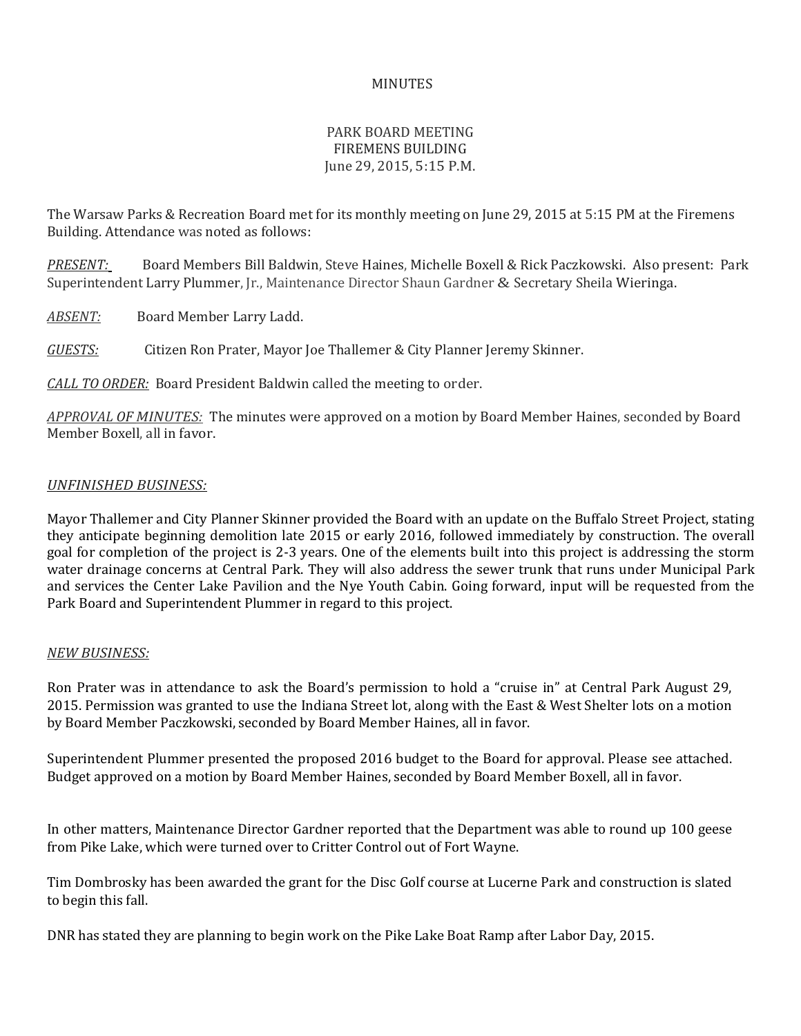MINUTES

PARK BOARD MEETING
FIREMENS BUILDING
June 29, 2015, 5:15 P.M.

The Warsaw Parks & Recreation Board met for its monthly meeting on June 29, 2015 at 5:15 PM at the Firemens Building. Attendance was noted as follows:

*PRESENT:* Board Members Bill Baldwin, Steve Haines, Michelle Boxell & Rick Paczkowski. Also present: Park Superintendent Larry Plummer, Jr., Maintenance Director Shaun Gardner & Secretary Sheila Wieringa.

*ABSENT:* Board Member Larry Ladd.

*GUESTS:* Citizen Ron Prater, Mayor Joe Thallemer & City Planner Jeremy Skinner.

*CALL TO ORDER:* Board President Baldwin called the meeting to order.

*APPROVAL OF MINUTES:* The minutes were approved on a motion by Board Member Haines, seconded by Board Member Boxell, all in favor.

*UNFINISHED BUSINESS:*

Mayor Thallemer and City Planner Skinner provided the Board with an update on the Buffalo Street Project, stating they anticipate beginning demolition late 2015 or early 2016, followed immediately by construction. The overall goal for completion of the project is 2-3 years. One of the elements built into this project is addressing the storm water drainage concerns at Central Park. They will also address the sewer trunk that runs under Municipal Park and services the Center Lake Pavilion and the Nye Youth Cabin. Going forward, input will be requested from the Park Board and Superintendent Plummer in regard to this project.

*NEW BUSINESS:*

Ron Prater was in attendance to ask the Board's permission to hold a "cruise in" at Central Park August 29, 2015. Permission was granted to use the Indiana Street lot, along with the East & West Shelter lots on a motion by Board Member Paczkowski, seconded by Board Member Haines, all in favor.

Superintendent Plummer presented the proposed 2016 budget to the Board for approval. Please see attached. Budget approved on a motion by Board Member Haines, seconded by Board Member Boxell, all in favor.

In other matters, Maintenance Director Gardner reported that the Department was able to round up 100 geese from Pike Lake, which were turned over to Critter Control out of Fort Wayne.

Tim Dombrosky has been awarded the grant for the Disc Golf course at Lucerne Park and construction is slated to begin this fall.

DNR has stated they are planning to begin work on the Pike Lake Boat Ramp after Labor Day, 2015.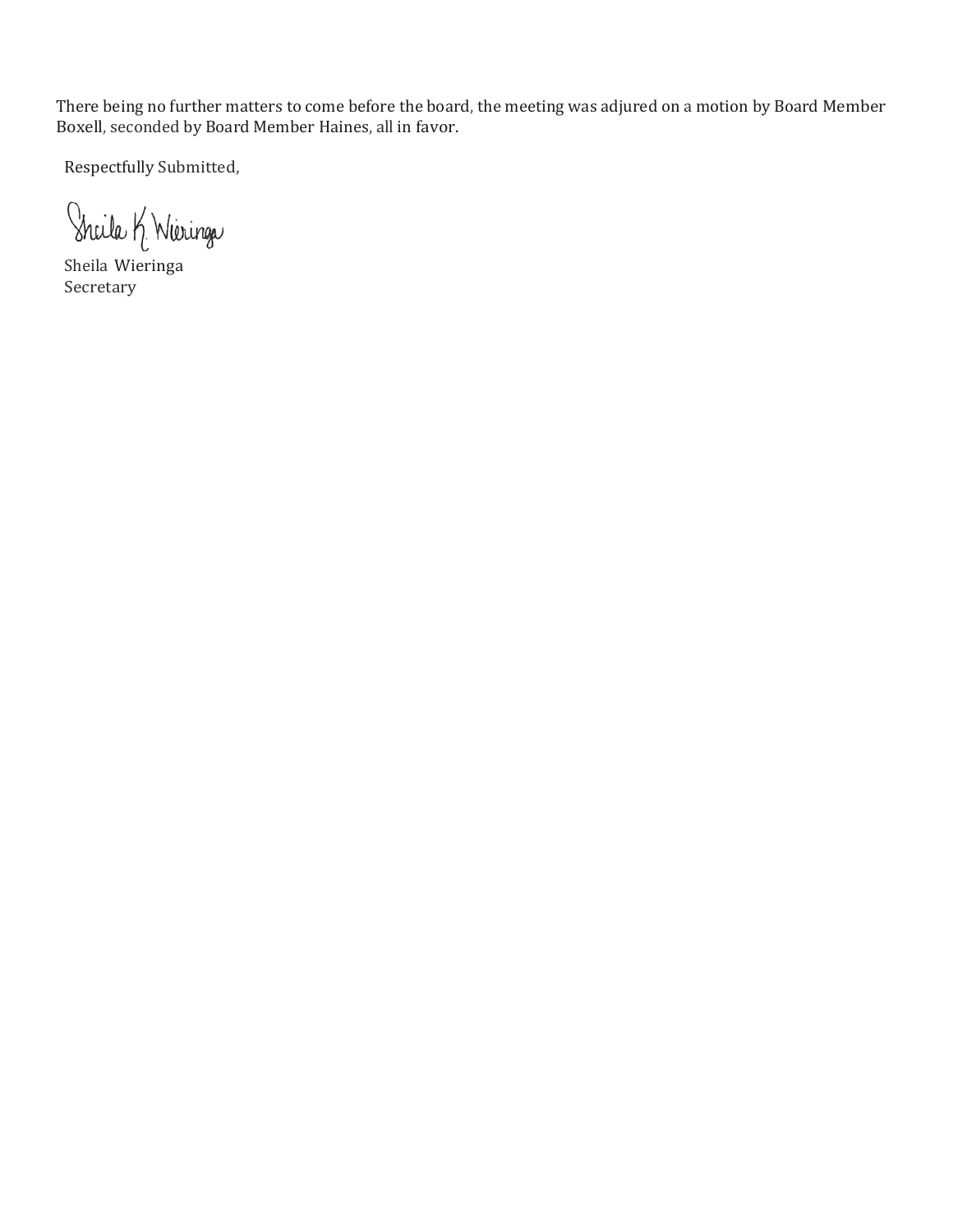There being no further matters to come before the board, the meeting was adjured on a motion by Board Member Boxell, seconded by Board Member Haines, all in favor.

Respectfully Submitted,

Sheila K. Wieringa

Sheila Wieringa
Secretary